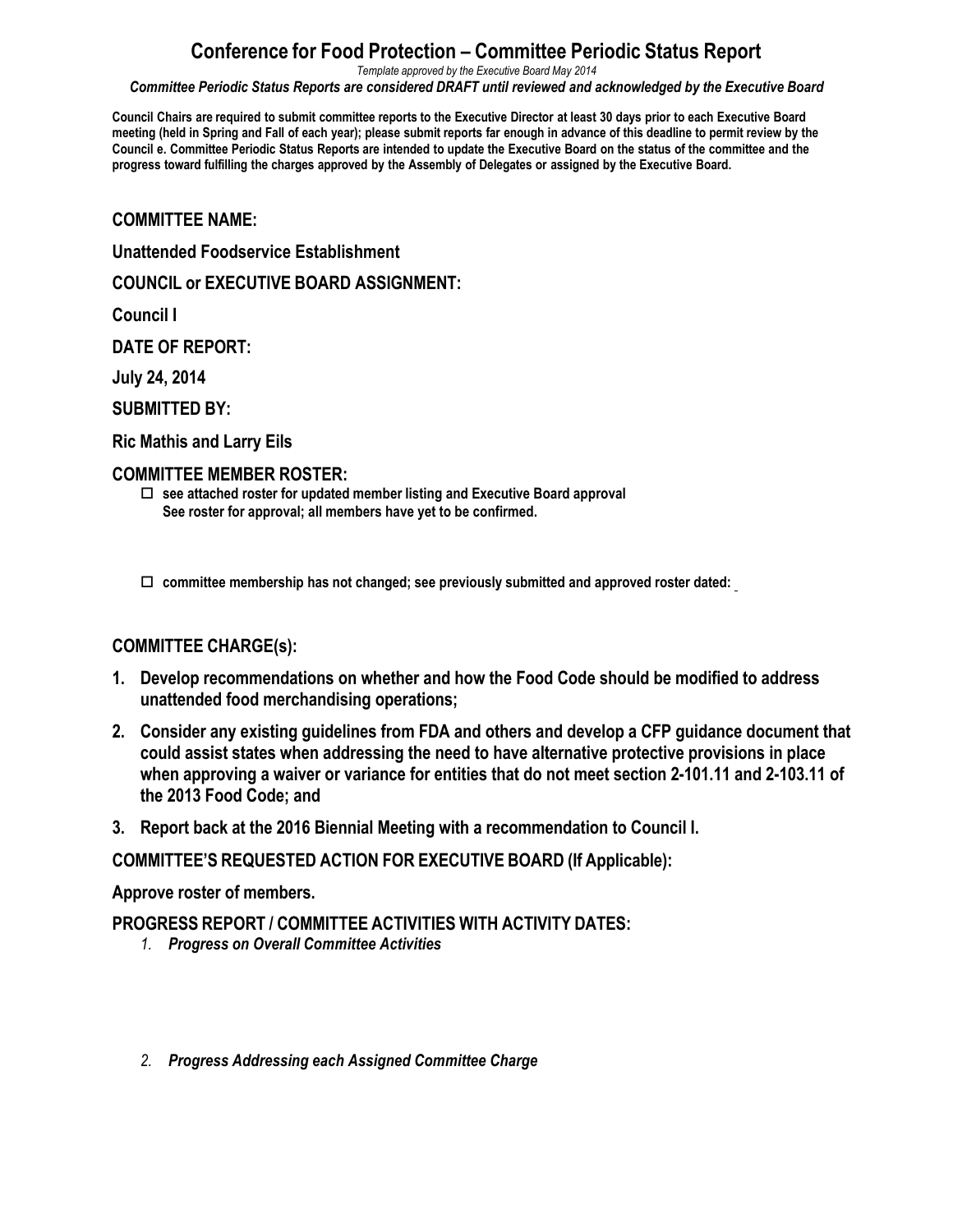# Conference for Food Protection – Committee Periodic Status Report

*Template approved by the Executive Board May 2014*

***Committee Periodic Status Reports are considered DRAFT until reviewed and acknowledged by the Executive Board***

**Council Chairs are required to submit committee reports to the Executive Director at least 30 days prior to each Executive Board meeting (held in Spring and Fall of each year); please submit reports far enough in advance of this deadline to permit review by the Council e. Committee Periodic Status Reports are intended to update the Executive Board on the status of the committee and the progress toward fulfilling the charges approved by the Assembly of Delegates or assigned by the Executive Board.**

**COMMITTEE NAME:**

**Unattended Foodservice Establishment**

**COUNCIL or EXECUTIVE BOARD ASSIGNMENT:**

**Council I**

**DATE OF REPORT:**

**July 24, 2014**

**SUBMITTED BY:**

**Ric Mathis and Larry Eils**

**COMMITTEE MEMBER ROSTER:**

- ☐ **see attached roster for updated member listing and Executive Board approval**
  **See roster for approval; all members have yet to be confirmed.**

- ☐ **committee membership has not changed; see previously submitted and approved roster dated:**

**COMMITTEE CHARGE(s):**

1. **Develop recommendations on whether and how the Food Code should be modified to address unattended food merchandising operations;**
2. **Consider any existing guidelines from FDA and others and develop a CFP guidance document that could assist states when addressing the need to have alternative protective provisions in place when approving a waiver or variance for entities that do not meet section 2-101.11 and 2-103.11 of the 2013 Food Code; and**
3. **Report back at the 2016 Biennial Meeting with a recommendation to Council I.**

**COMMITTEE'S REQUESTED ACTION FOR EXECUTIVE BOARD (If Applicable):**

**Approve roster of members.**

**PROGRESS REPORT / COMMITTEE ACTIVITIES WITH ACTIVITY DATES:**

1. ***Progress on Overall Committee Activities***

2. ***Progress Addressing each Assigned Committee Charge***